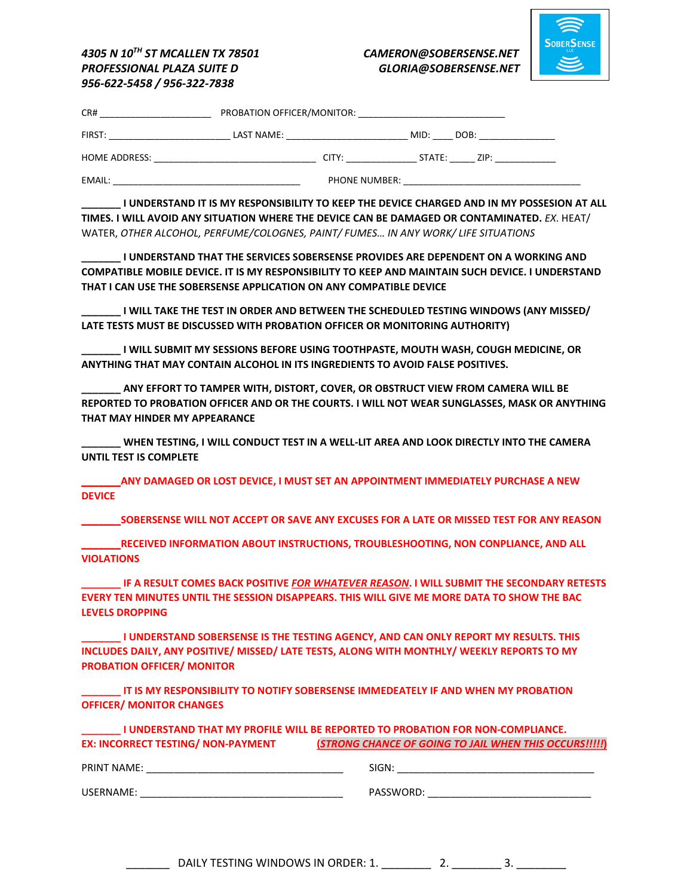*4305 N 10TH ST MCALLEN TX 78501*
*PROFESSIONAL PLAZA SUITE D*
*956-622-5458 / 956-322-7838*

*CAMERON@SOBERSENSE.NET*
*GLORIA@SOBERSENSE.NET*

SOBERSENSE LLC

CR# ______________________ PROBATION OFFICER/MONITOR: ____________________________

FIRST: ________________________ LAST NAME: ________________________ MID: ____ DOB: _______________

HOME ADDRESS: ________________________________ CITY: ______________ STATE: _____ ZIP: ____________

EMAIL: _____________________________________ PHONE NUMBER: ___________________________________

**_______ I UNDERSTAND IT IS MY RESPONSIBILITY TO KEEP THE DEVICE CHARGED AND IN MY POSSESION AT ALL TIMES. I WILL AVOID ANY SITUATION WHERE THE DEVICE CAN BE DAMAGED OR CONTAMINATED.** *EX.* HEAT/ WATER, *OTHER ALCOHOL, PERFUME/COLOGNES, PAINT/ FUMES… IN ANY WORK/ LIFE SITUATIONS*

**_______ I UNDERSTAND THAT THE SERVICES SOBERSENSE PROVIDES ARE DEPENDENT ON A WORKING AND COMPATIBLE MOBILE DEVICE. IT IS MY RESPONSIBILITY TO KEEP AND MAINTAIN SUCH DEVICE. I UNDERSTAND THAT I CAN USE THE SOBERSENSE APPLICATION ON ANY COMPATIBLE DEVICE**

**_______ I WILL TAKE THE TEST IN ORDER AND BETWEEN THE SCHEDULED TESTING WINDOWS (ANY MISSED/ LATE TESTS MUST BE DISCUSSED WITH PROBATION OFFICER OR MONITORING AUTHORITY)**

**_______ I WILL SUBMIT MY SESSIONS BEFORE USING TOOTHPASTE, MOUTH WASH, COUGH MEDICINE, OR ANYTHING THAT MAY CONTAIN ALCOHOL IN ITS INGREDIENTS TO AVOID FALSE POSITIVES.**

**_______ ANY EFFORT TO TAMPER WITH, DISTORT, COVER, OR OBSTRUCT VIEW FROM CAMERA WILL BE REPORTED TO PROBATION OFFICER AND OR THE COURTS. I WILL NOT WEAR SUNGLASSES, MASK OR ANYTHING THAT MAY HINDER MY APPEARANCE**

**_______ WHEN TESTING, I WILL CONDUCT TEST IN A WELL-LIT AREA AND LOOK DIRECTLY INTO THE CAMERA UNTIL TEST IS COMPLETE**

**_______ANY DAMAGED OR LOST DEVICE, I MUST SET AN APPOINTMENT IMMEDIATELY PURCHASE A NEW DEVICE**

**_______SOBERSENSE WILL NOT ACCEPT OR SAVE ANY EXCUSES FOR A LATE OR MISSED TEST FOR ANY REASON**

**_______RECEIVED INFORMATION ABOUT INSTRUCTIONS, TROUBLESHOOTING, NON CONPLIANCE, AND ALL VIOLATIONS**

**_______ IF A RESULT COMES BACK POSITIVE *FOR WHATEVER REASON*. I WILL SUBMIT THE SECONDARY RETESTS EVERY TEN MINUTES UNTIL THE SESSION DISAPPEARS. THIS WILL GIVE ME MORE DATA TO SHOW THE BAC LEVELS DROPPING**

**_______ I UNDERSTAND SOBERSENSE IS THE TESTING AGENCY, AND CAN ONLY REPORT MY RESULTS. THIS INCLUDES DAILY, ANY POSITIVE/ MISSED/ LATE TESTS, ALONG WITH MONTHLY/ WEEKLY REPORTS TO MY PROBATION OFFICER/ MONITOR**

**_______ IT IS MY RESPONSIBILITY TO NOTIFY SOBERSENSE IMMEDEATELY IF AND WHEN MY PROBATION OFFICER/ MONITOR CHANGES**

**_______ I UNDERSTAND THAT MY PROFILE WILL BE REPORTED TO PROBATION FOR NON-COMPLIANCE. EX: INCORRECT TESTING/ NON-PAYMENT** ***(STRONG CHANCE OF GOING TO JAIL WHEN THIS OCCURS!!!!!)***

PRINT NAME: ___________________________________ SIGN: ___________________________________

USERNAME: _____________________________________ PASSWORD: ______________________________

_______ DAILY TESTING WINDOWS IN ORDER: 1. ________ 2. ________ 3. ________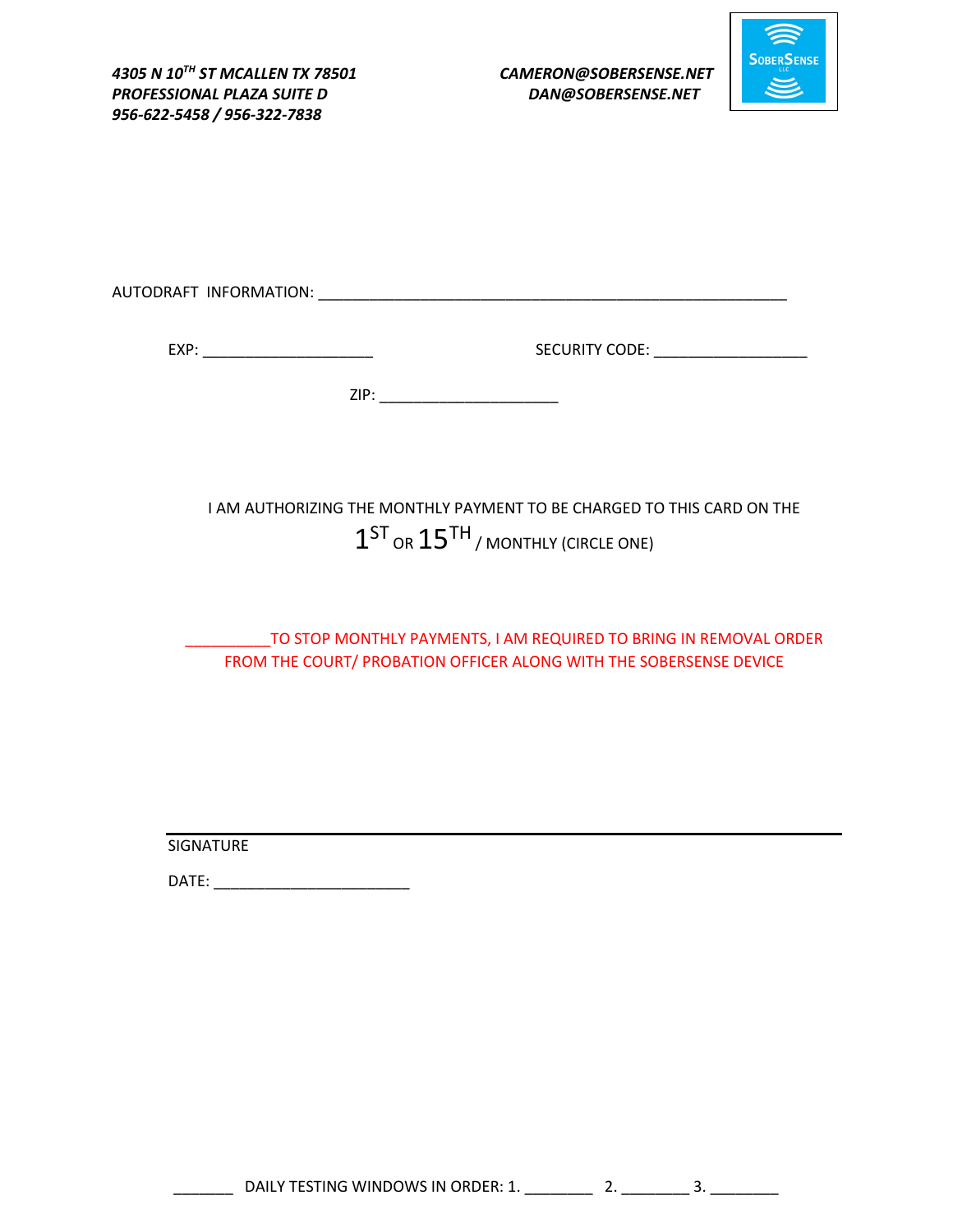*4305 N 10TH ST MCALLEN TX 78501*
*PROFESSIONAL PLAZA SUITE D*
*956-622-5458 / 956-322-7838*

*CAMERON@SOBERSENSE.NET*
*DAN@SOBERSENSE.NET*

SOBERSENSE LLC

AUTODRAFT INFORMATION: ___________________________________________________________

EXP: _____________________ SECURITY CODE: ___________________

ZIP: ______________________

I AM AUTHORIZING THE MONTHLY PAYMENT TO BE CHARGED TO THIS CARD ON THE

1ST OR 15TH / MONTHLY (CIRCLE ONE)

__________TO STOP MONTHLY PAYMENTS, I AM REQUIRED TO BRING IN REMOVAL ORDER FROM THE COURT/ PROBATION OFFICER ALONG WITH THE SOBERSENSE DEVICE

_____________________________________________________________________
SIGNATURE

DATE: ________________________

_______ DAILY TESTING WINDOWS IN ORDER: 1. ________ 2. ________ 3. ________